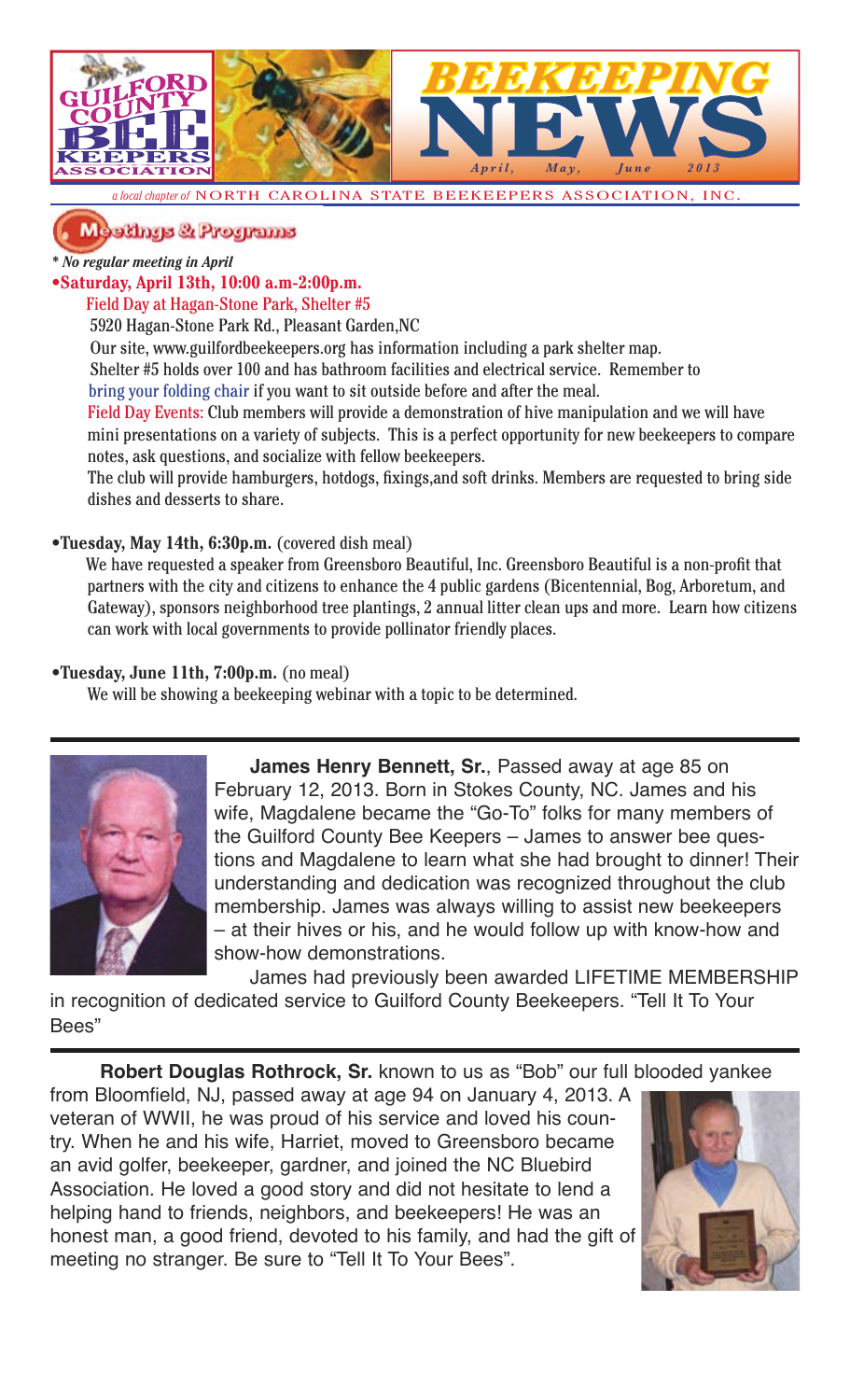# BEEKEEPING NEWS

GUILFORD COUNTY BEE KEEPERS ASSOCIATION

*April, May, June 2013*

*a local chapter of* NORTH CAROLINA STATE BEEKEEPERS ASSOCIATION, INC.

## Meetings & Programs

*\* No regular meeting in April*

**•Saturday, April 13th, 10:00 a.m-2:00p.m.**

Field Day at Hagan-Stone Park, Shelter #5

5920 Hagan-Stone Park Rd., Pleasant Garden,NC

Our site, www.guilfordbeekeepers.org has information including a park shelter map.

Shelter #5 holds over 100 and has bathroom facilities and electrical service. Remember to bring your folding chair if you want to sit outside before and after the meal.

Field Day Events: Club members will provide a demonstration of hive manipulation and we will have mini presentations on a variety of subjects. This is a perfect opportunity for new beekeepers to compare notes, ask questions, and socialize with fellow beekeepers.

The club will provide hamburgers, hotdogs, fixings,and soft drinks. Members are requested to bring side dishes and desserts to share.

**•Tuesday, May 14th, 6:30p.m.** (covered dish meal)

We have requested a speaker from Greensboro Beautiful, Inc. Greensboro Beautiful is a non-profit that partners with the city and citizens to enhance the 4 public gardens (Bicentennial, Bog, Arboretum, and Gateway), sponsors neighborhood tree plantings, 2 annual litter clean ups and more. Learn how citizens can work with local governments to provide pollinator friendly places.

**•Tuesday, June 11th, 7:00p.m.** (no meal)

We will be showing a beekeeping webinar with a topic to be determined.

---

**James Henry Bennett, Sr.**, Passed away at age 85 on February 12, 2013. Born in Stokes County, NC. James and his wife, Magdalene became the "Go-To" folks for many members of the Guilford County Bee Keepers – James to answer bee questions and Magdalene to learn what she had brought to dinner! Their understanding and dedication was recognized throughout the club membership. James was always willing to assist new beekeepers – at their hives or his, and he would follow up with know-how and show-how demonstrations.

James had previously been awarded LIFETIME MEMBERSHIP in recognition of dedicated service to Guilford County Beekeepers. "Tell It To Your Bees"

---

**Robert Douglas Rothrock, Sr.** known to us as "Bob" our full blooded yankee from Bloomfield, NJ, passed away at age 94 on January 4, 2013. A veteran of WWII, he was proud of his service and loved his country. When he and his wife, Harriet, moved to Greensboro became an avid golfer, beekeeper, gardner, and joined the NC Bluebird Association. He loved a good story and did not hesitate to lend a helping hand to friends, neighbors, and beekeepers! He was an honest man, a good friend, devoted to his family, and had the gift of meeting no stranger. Be sure to "Tell It To Your Bees".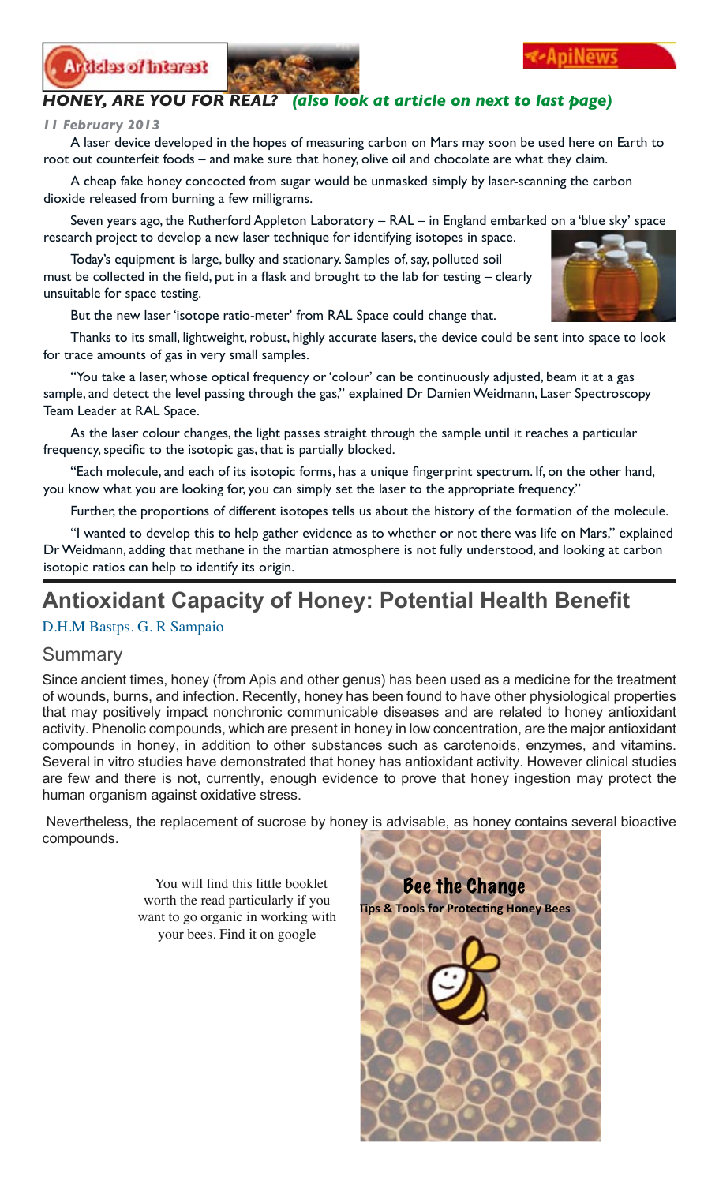## HONEY, ARE YOU FOR REAL? *(also look at article on next to last page)*

*11 February 2013*

A laser device developed in the hopes of measuring carbon on Mars may soon be used here on Earth to root out counterfeit foods – and make sure that honey, olive oil and chocolate are what they claim.

A cheap fake honey concocted from sugar would be unmasked simply by laser-scanning the carbon dioxide released from burning a few milligrams.

Seven years ago, the Rutherford Appleton Laboratory – RAL – in England embarked on a 'blue sky' space research project to develop a new laser technique for identifying isotopes in space.

Today's equipment is large, bulky and stationary. Samples of, say, polluted soil must be collected in the field, put in a flask and brought to the lab for testing – clearly unsuitable for space testing.

But the new laser 'isotope ratio-meter' from RAL Space could change that.

Thanks to its small, lightweight, robust, highly accurate lasers, the device could be sent into space to look for trace amounts of gas in very small samples.

"You take a laser, whose optical frequency or 'colour' can be continuously adjusted, beam it at a gas sample, and detect the level passing through the gas," explained Dr Damien Weidmann, Laser Spectroscopy Team Leader at RAL Space.

As the laser colour changes, the light passes straight through the sample until it reaches a particular frequency, specific to the isotopic gas, that is partially blocked.

"Each molecule, and each of its isotopic forms, has a unique fingerprint spectrum. If, on the other hand, you know what you are looking for, you can simply set the laser to the appropriate frequency."

Further, the proportions of different isotopes tells us about the history of the formation of the molecule.

"I wanted to develop this to help gather evidence as to whether or not there was life on Mars," explained Dr Weidmann, adding that methane in the martian atmosphere is not fully understood, and looking at carbon isotopic ratios can help to identify its origin.

## Antioxidant Capacity of Honey: Potential Health Benefit

D.H.M Bastps. G. R Sampaio

### Summary

Since ancient times, honey (from Apis and other genus) has been used as a medicine for the treatment of wounds, burns, and infection. Recently, honey has been found to have other physiological properties that may positively impact nonchronic communicable diseases and are related to honey antioxidant activity. Phenolic compounds, which are present in honey in low concentration, are the major antioxidant compounds in honey, in addition to other substances such as carotenoids, enzymes, and vitamins. Several in vitro studies have demonstrated that honey has antioxidant activity. However clinical studies are few and there is not, currently, enough evidence to prove that honey ingestion may protect the human organism against oxidative stress.

Nevertheless, the replacement of sucrose by honey is advisable, as honey contains several bioactive compounds.

You will find this little booklet worth the read particularly if you want to go organic in working with your bees. Find it on google

**Bee the Change**

**Tips & Tools for Protecting Honey Bees**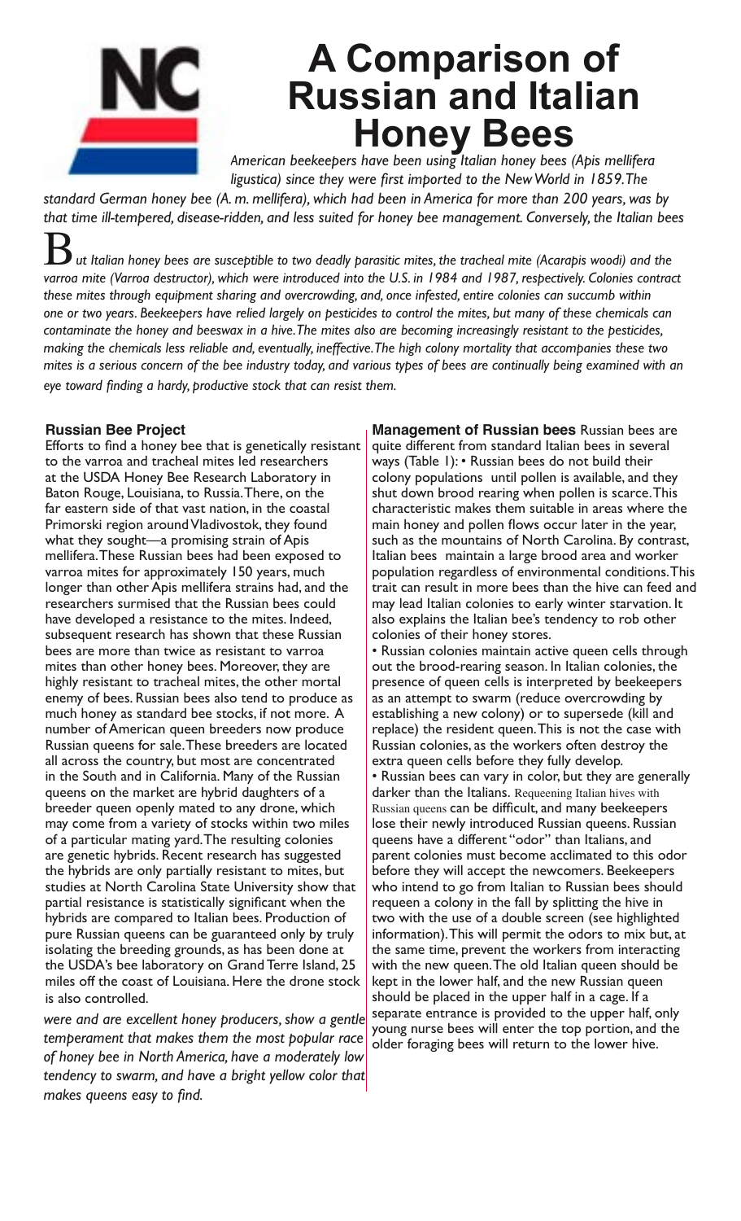# A Comparison of Russian and Italian Honey Bees

*American beekeepers have been using Italian honey bees (Apis mellifera ligustica) since they were first imported to the New World in 1859. The standard German honey bee (A. m. mellifera), which had been in America for more than 200 years, was by that time ill-tempered, disease-ridden, and less suited for honey bee management. Conversely, the Italian bees were and are excellent honey producers, show a gentle temperament that makes them the most popular race of honey bee in North America, have a moderately low tendency to swarm, and have a bright yellow color that makes queens easy to find.*

*But Italian honey bees are susceptible to two deadly parasitic mites, the tracheal mite (Acarapis woodi) and the varroa mite (Varroa destructor), which were introduced into the U.S. in 1984 and 1987, respectively. Colonies contract these mites through equipment sharing and overcrowding, and, once infested, entire colonies can succumb within one or two years. Beekeepers have relied largely on pesticides to control the mites, but many of these chemicals can contaminate the honey and beeswax in a hive. The mites also are becoming increasingly resistant to the pesticides, making the chemicals less reliable and, eventually, ineffective. The high colony mortality that accompanies these two mites is a serious concern of the bee industry today, and various types of bees are continually being examined with an eye toward finding a hardy, productive stock that can resist them.*

**Russian Bee Project**

Efforts to find a honey bee that is genetically resistant to the varroa and tracheal mites led researchers at the USDA Honey Bee Research Laboratory in Baton Rouge, Louisiana, to Russia. There, on the far eastern side of that vast nation, in the coastal Primorski region around Vladivostok, they found what they sought—a promising strain of Apis mellifera. These Russian bees had been exposed to varroa mites for approximately 150 years, much longer than other Apis mellifera strains had, and the researchers surmised that the Russian bees could have developed a resistance to the mites. Indeed, subsequent research has shown that these Russian bees are more than twice as resistant to varroa mites than other honey bees. Moreover, they are highly resistant to tracheal mites, the other mortal enemy of bees. Russian bees also tend to produce as much honey as standard bee stocks, if not more. A number of American queen breeders now produce Russian queens for sale. These breeders are located all across the country, but most are concentrated in the South and in California. Many of the Russian queens on the market are hybrid daughters of a breeder queen openly mated to any drone, which may come from a variety of stocks within two miles of a particular mating yard. The resulting colonies are genetic hybrids. Recent research has suggested the hybrids are only partially resistant to mites, but studies at North Carolina State University show that partial resistance is statistically significant when the hybrids are compared to Italian bees. Production of pure Russian queens can be guaranteed only by truly isolating the breeding grounds, as has been done at the USDA's bee laboratory on Grand Terre Island, 25 miles off the coast of Louisiana. Here the drone stock is also controlled.

**Management of Russian bees** Russian bees are quite different from standard Italian bees in several ways (Table 1):

- Russian bees do not build their colony populations until pollen is available, and they shut down brood rearing when pollen is scarce. This characteristic makes them suitable in areas where the main honey and pollen flows occur later in the year, such as the mountains of North Carolina. By contrast, Italian bees maintain a large brood area and worker population regardless of environmental conditions. This trait can result in more bees than the hive can feed and may lead Italian colonies to early winter starvation. It also explains the Italian bee's tendency to rob other colonies of their honey stores.
- Russian colonies maintain active queen cells through out the brood-rearing season. In Italian colonies, the presence of queen cells is interpreted by beekeepers as an attempt to swarm (reduce overcrowding by establishing a new colony) or to supersede (kill and replace) the resident queen. This is not the case with Russian colonies, as the workers often destroy the extra queen cells before they fully develop.
- Russian bees can vary in color, but they are generally darker than the Italians. Requeening Italian hives with Russian queens can be difficult, and many beekeepers lose their newly introduced Russian queens. Russian queens have a different "odor" than Italians, and parent colonies must become acclimated to this odor before they will accept the newcomers. Beekeepers who intend to go from Italian to Russian bees should requeen a colony in the fall by splitting the hive in two with the use of a double screen (see highlighted information). This will permit the odors to mix but, at the same time, prevent the workers from interacting with the new queen. The old Italian queen should be kept in the lower half, and the new Russian queen should be placed in the upper half in a cage. If a separate entrance is provided to the upper half, only young nurse bees will enter the top portion, and the older foraging bees will return to the lower hive.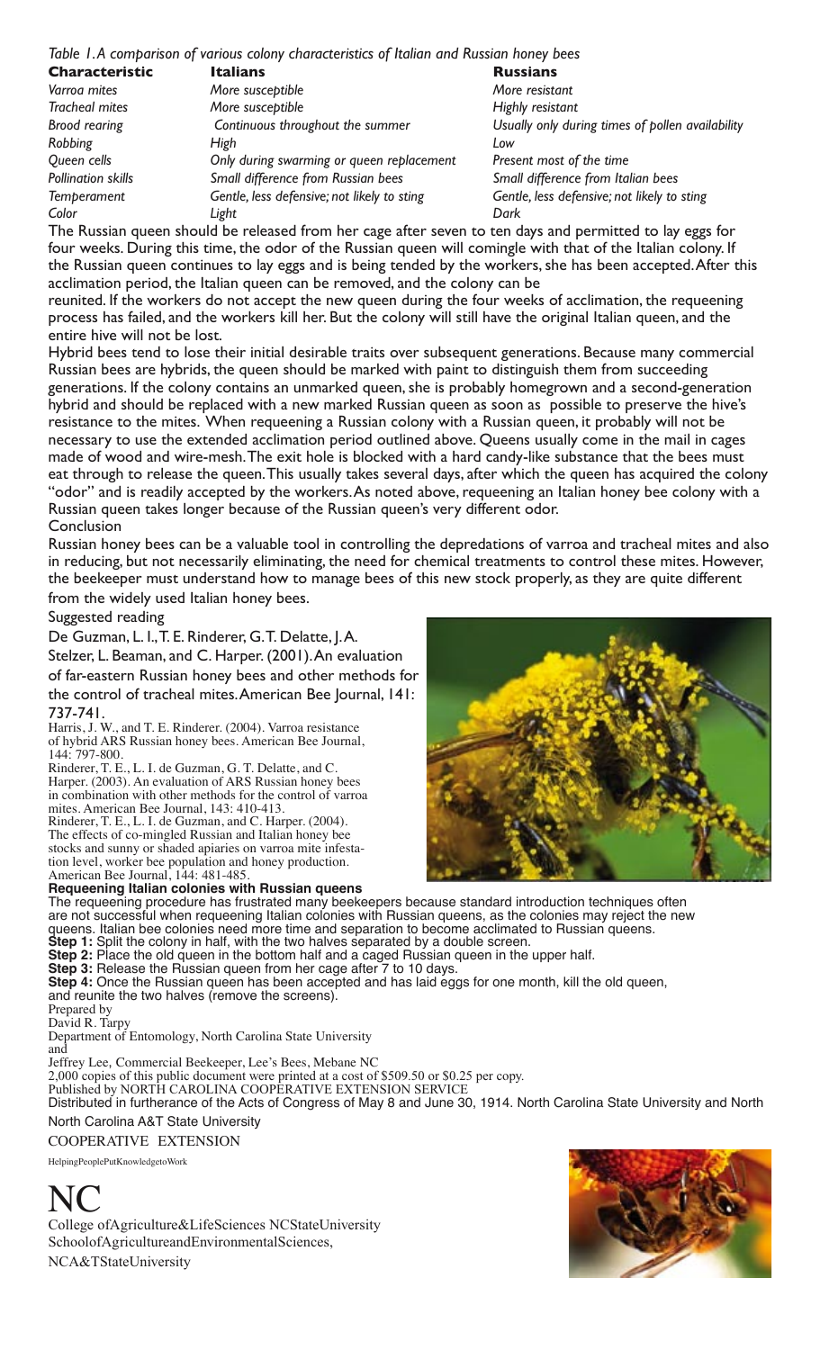*Table 1. A comparison of various colony characteristics of Italian and Russian honey bees*

| Characteristic | Italians | Russians |
| --- | --- | --- |
| *Varroa mites* | *More susceptible* | *More resistant* |
| *Tracheal mites* | *More susceptible* | *Highly resistant* |
| *Brood rearing* | *Continuous throughout the summer* | *Usually only during times of pollen availability* |
| *Robbing* | *High* | *Low* |
| *Queen cells* | *Only during swarming or queen replacement* | *Present most of the time* |
| *Pollination skills* | *Small difference from Russian bees* | *Small difference from Italian bees* |
| *Temperament* | *Gentle, less defensive; not likely to sting* | *Gentle, less defensive; not likely to sting* |
| *Color* | *Light* | *Dark* |

The Russian queen should be released from her cage after seven to ten days and permitted to lay eggs for four weeks. During this time, the odor of the Russian queen will comingle with that of the Italian colony. If the Russian queen continues to lay eggs and is being tended by the workers, she has been accepted. After this acclimation period, the Italian queen can be removed, and the colony can be reunited. If the workers do not accept the new queen during the four weeks of acclimation, the requeening process has failed, and the workers kill her. But the colony will still have the original Italian queen, and the entire hive will not be lost.

Hybrid bees tend to lose their initial desirable traits over subsequent generations. Because many commercial Russian bees are hybrids, the queen should be marked with paint to distinguish them from succeeding generations. If the colony contains an unmarked queen, she is probably homegrown and a second-generation hybrid and should be replaced with a new marked Russian queen as soon as possible to preserve the hive's resistance to the mites. When requeening a Russian colony with a Russian queen, it probably will not be necessary to use the extended acclimation period outlined above. Queens usually come in the mail in cages made of wood and wire-mesh. The exit hole is blocked with a hard candy-like substance that the bees must eat through to release the queen. This usually takes several days, after which the queen has acquired the colony "odor" and is readily accepted by the workers. As noted above, requeening an Italian honey bee colony with a Russian queen takes longer because of the Russian queen's very different odor.

## Conclusion

Russian honey bees can be a valuable tool in controlling the depredations of varroa and tracheal mites and also in reducing, but not necessarily eliminating, the need for chemical treatments to control these mites. However, the beekeeper must understand how to manage bees of this new stock properly, as they are quite different from the widely used Italian honey bees.

## Suggested reading

De Guzman, L. I., T. E. Rinderer, G. T. Delatte, J. A. Stelzer, L. Beaman, and C. Harper. (2001). An evaluation of far-eastern Russian honey bees and other methods for the control of tracheal mites. American Bee Journal, 141: 737-741.

Harris, J. W., and T. E. Rinderer. (2004). Varroa resistance of hybrid ARS Russian honey bees. American Bee Journal, 144: 797-800.

Rinderer, T. E., L. I. de Guzman, G. T. Delatte, and C. Harper. (2003). An evaluation of ARS Russian honey bees in combination with other methods for the control of varroa mites. American Bee Journal, 143: 410-413.

Rinderer, T. E., L. I. de Guzman, and C. Harper. (2004). The effects of co-mingled Russian and Italian honey bee stocks and sunny or shaded apiaries on varroa mite infestation level, worker bee population and honey production. American Bee Journal, 144: 481-485.

**Requeening Italian colonies with Russian queens**

The requeening procedure has frustrated many beekeepers because standard introduction techniques often are not successful when requeening Italian colonies with Russian queens, as the colonies may reject the new queens. Italian bee colonies need more time and separation to become acclimated to Russian queens.

**Step 1:** Split the colony in half, with the two halves separated by a double screen.

**Step 2:** Place the old queen in the bottom half and a caged Russian queen in the upper half.

**Step 3:** Release the Russian queen from her cage after 7 to 10 days.

**Step 4:** Once the Russian queen has been accepted and has laid eggs for one month, kill the old queen, and reunite the two halves (remove the screens).

Prepared by

David R. Tarpy

Department of Entomology, North Carolina State University

and

Jeffrey Lee, Commercial Beekeeper, Lee's Bees, Mebane NC

2,000 copies of this public document were printed at a cost of $509.50 or $0.25 per copy.

Published by NORTH CAROLINA COOPERATIVE EXTENSION SERVICE

Distributed in furtherance of the Acts of Congress of May 8 and June 30, 1914. North Carolina State University and North North Carolina A&T State University

COOPERATIVE EXTENSION

HelpingPeoplePutKnowledgetoWork

NC

College ofAgriculture&LifeSciences NCStateUniversity
SchoolofAgricultureandEnvironmentalSciences,
NCA&TStateUniversity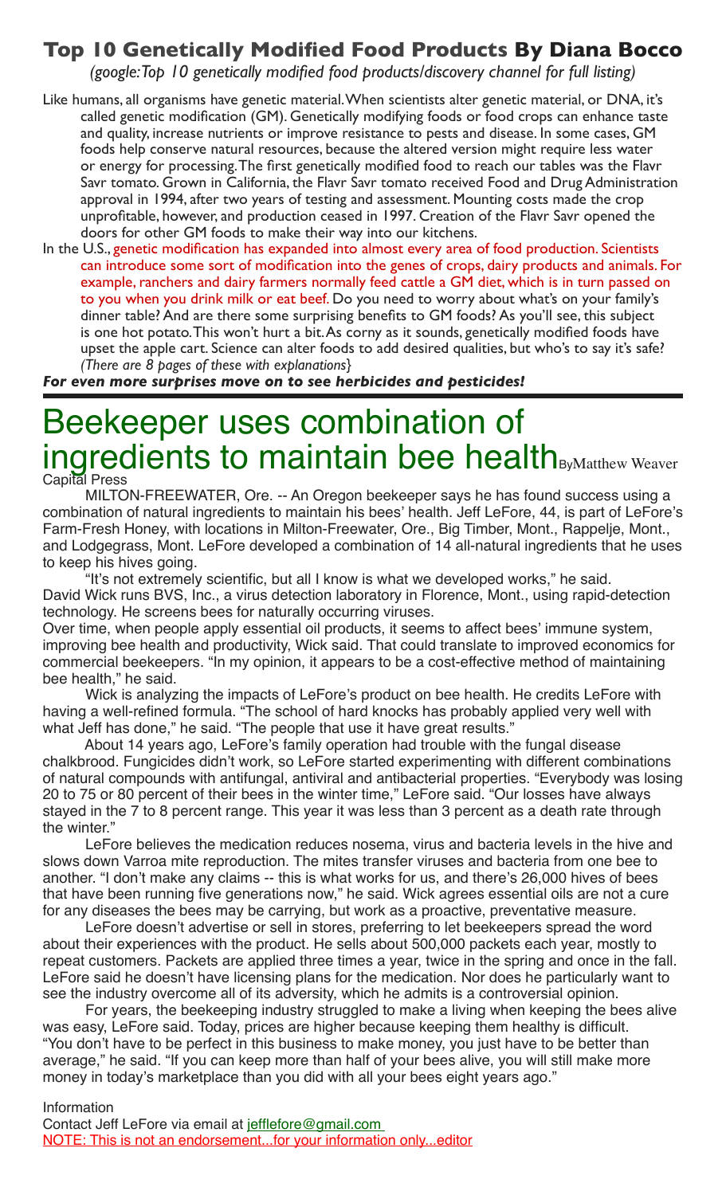## Top 10 Genetically Modified Food Products By Diana Bocco

*(google: Top 10 genetically modified food products/discovery channel for full listing)*

Like humans, all organisms have genetic material. When scientists alter genetic material, or DNA, it's called genetic modification (GM). Genetically modifying foods or food crops can enhance taste and quality, increase nutrients or improve resistance to pests and disease. In some cases, GM foods help conserve natural resources, because the altered version might require less water or energy for processing. The first genetically modified food to reach our tables was the Flavr Savr tomato. Grown in California, the Flavr Savr tomato received Food and Drug Administration approval in 1994, after two years of testing and assessment. Mounting costs made the crop unprofitable, however, and production ceased in 1997. Creation of the Flavr Savr opened the doors for other GM foods to make their way into our kitchens.

In the U.S., genetic modification has expanded into almost every area of food production. Scientists can introduce some sort of modification into the genes of crops, dairy products and animals. For example, ranchers and dairy farmers normally feed cattle a GM diet, which is in turn passed on to you when you drink milk or eat beef. Do you need to worry about what's on your family's dinner table? And are there some surprising benefits to GM foods? As you'll see, this subject is one hot potato. This won't hurt a bit. As corny as it sounds, genetically modified foods have upset the apple cart. Science can alter foods to add desired qualities, but who's to say it's safe? *(There are 8 pages of these with explanations}*

***For even more surprises move on to see herbicides and pesticides!***

---

# Beekeeper uses combination of ingredients to maintain bee health

By Matthew Weaver
Capital Press

MILTON-FREEWATER, Ore. -- An Oregon beekeeper says he has found success using a combination of natural ingredients to maintain his bees' health. Jeff LeFore, 44, is part of LeFore's Farm-Fresh Honey, with locations in Milton-Freewater, Ore., Big Timber, Mont., Rappelje, Mont., and Lodgegrass, Mont. LeFore developed a combination of 14 all-natural ingredients that he uses to keep his hives going.

"It's not extremely scientific, but all I know is what we developed works," he said.

David Wick runs BVS, Inc., a virus detection laboratory in Florence, Mont., using rapid-detection technology. He screens bees for naturally occurring viruses.

Over time, when people apply essential oil products, it seems to affect bees' immune system, improving bee health and productivity, Wick said. That could translate to improved economics for commercial beekeepers. "In my opinion, it appears to be a cost-effective method of maintaining bee health," he said.

Wick is analyzing the impacts of LeFore's product on bee health. He credits LeFore with having a well-refined formula. "The school of hard knocks has probably applied very well with what Jeff has done," he said. "The people that use it have great results."

About 14 years ago, LeFore's family operation had trouble with the fungal disease chalkbrood. Fungicides didn't work, so LeFore started experimenting with different combinations of natural compounds with antifungal, antiviral and antibacterial properties. "Everybody was losing 20 to 75 or 80 percent of their bees in the winter time," LeFore said. "Our losses have always stayed in the 7 to 8 percent range. This year it was less than 3 percent as a death rate through the winter."

LeFore believes the medication reduces nosema, virus and bacteria levels in the hive and slows down Varroa mite reproduction. The mites transfer viruses and bacteria from one bee to another. "I don't make any claims -- this is what works for us, and there's 26,000 hives of bees that have been running five generations now," he said. Wick agrees essential oils are not a cure for any diseases the bees may be carrying, but work as a proactive, preventative measure.

LeFore doesn't advertise or sell in stores, preferring to let beekeepers spread the word about their experiences with the product. He sells about 500,000 packets each year, mostly to repeat customers. Packets are applied three times a year, twice in the spring and once in the fall. LeFore said he doesn't have licensing plans for the medication. Nor does he particularly want to see the industry overcome all of its adversity, which he admits is a controversial opinion.

For years, the beekeeping industry struggled to make a living when keeping the bees alive was easy, LeFore said. Today, prices are higher because keeping them healthy is difficult. "You don't have to be perfect in this business to make money, you just have to be better than average," he said. "If you can keep more than half of your bees alive, you will still make more money in today's marketplace than you did with all your bees eight years ago."

Information

Contact Jeff LeFore via email at jefflefore@gmail.com

NOTE: This is not an endorsement...for your information only...editor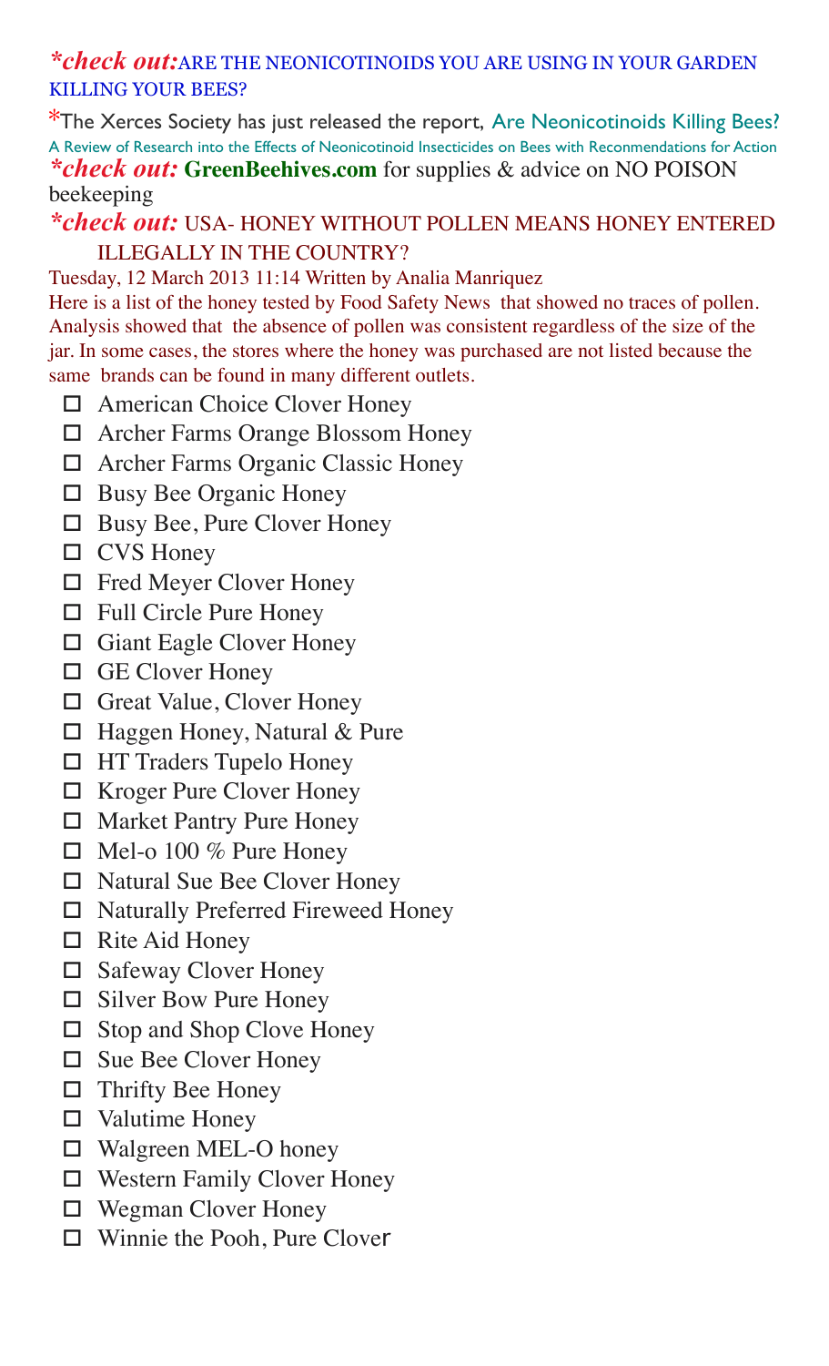***check out:*** ARE THE NEONICOTINOIDS YOU ARE USING IN YOUR GARDEN KILLING YOUR BEES?

*The Xerces Society has just released the report, Are Neonicotinoids Killing Bees?
A Review of Research into the Effects of Neonicotinoid Insecticides on Bees with Reconmendations for Action

***check out:*** **GreenBeehives.com** for supplies & advice on NO POISON beekeeping

***check out:*** USA- HONEY WITHOUT POLLEN MEANS HONEY ENTERED ILLEGALLY IN THE COUNTRY?

Tuesday, 12 March 2013 11:14 Written by Analia Manriquez

Here is a list of the honey tested by Food Safety News that showed no traces of pollen. Analysis showed that the absence of pollen was consistent regardless of the size of the jar. In some cases, the stores where the honey was purchased are not listed because the same brands can be found in many different outlets.

- ☐ American Choice Clover Honey
- ☐ Archer Farms Orange Blossom Honey
- ☐ Archer Farms Organic Classic Honey
- ☐ Busy Bee Organic Honey
- ☐ Busy Bee, Pure Clover Honey
- ☐ CVS Honey
- ☐ Fred Meyer Clover Honey
- ☐ Full Circle Pure Honey
- ☐ Giant Eagle Clover Honey
- ☐ GE Clover Honey
- ☐ Great Value, Clover Honey
- ☐ Haggen Honey, Natural & Pure
- ☐ HT Traders Tupelo Honey
- ☐ Kroger Pure Clover Honey
- ☐ Market Pantry Pure Honey
- ☐ Mel-o 100 % Pure Honey
- ☐ Natural Sue Bee Clover Honey
- ☐ Naturally Preferred Fireweed Honey
- ☐ Rite Aid Honey
- ☐ Safeway Clover Honey
- ☐ Silver Bow Pure Honey
- ☐ Stop and Shop Clove Honey
- ☐ Sue Bee Clover Honey
- ☐ Thrifty Bee Honey
- ☐ Valutime Honey
- ☐ Walgreen MEL-O honey
- ☐ Western Family Clover Honey
- ☐ Wegman Clover Honey
- ☐ Winnie the Pooh, Pure Clover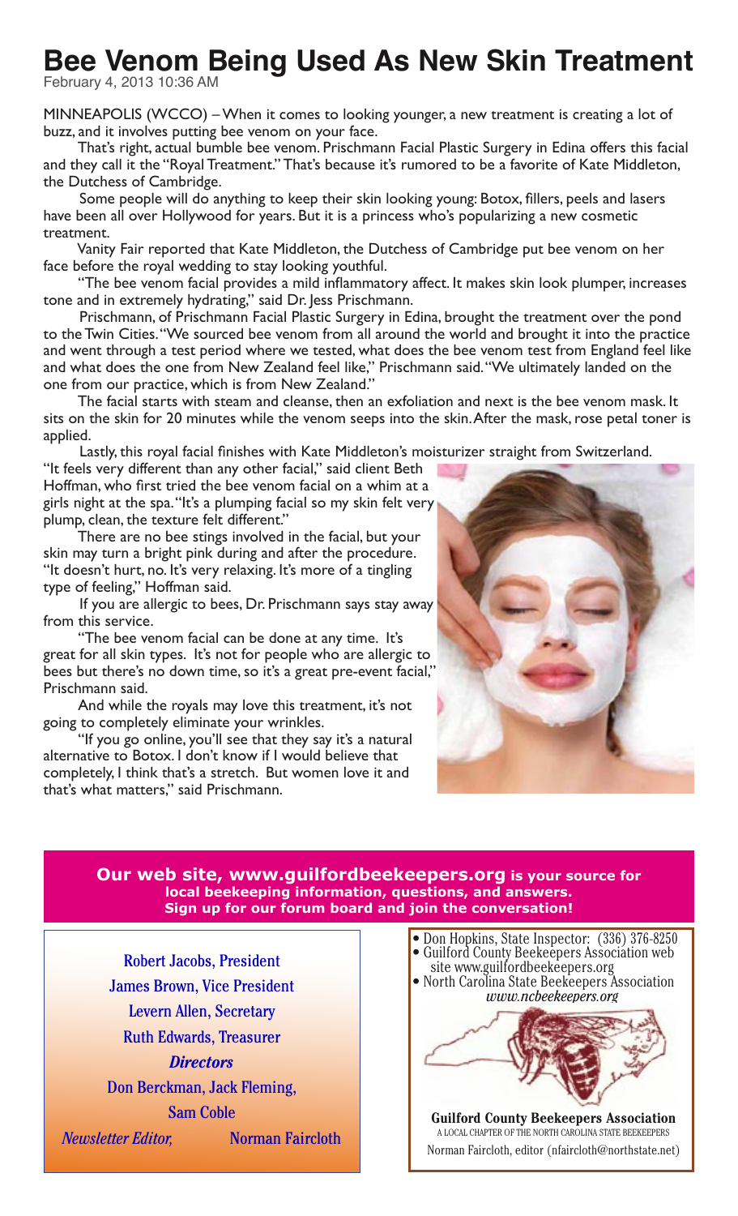# Bee Venom Being Used As New Skin Treatment

February 4, 2013 10:36 AM

MINNEAPOLIS (WCCO) – When it comes to looking younger, a new treatment is creating a lot of buzz, and it involves putting bee venom on your face.

That's right, actual bumble bee venom. Prischmann Facial Plastic Surgery in Edina offers this facial and they call it the "Royal Treatment." That's because it's rumored to be a favorite of Kate Middleton, the Dutchess of Cambridge.

Some people will do anything to keep their skin looking young: Botox, fillers, peels and lasers have been all over Hollywood for years. But it is a princess who's popularizing a new cosmetic treatment.

Vanity Fair reported that Kate Middleton, the Dutchess of Cambridge put bee venom on her face before the royal wedding to stay looking youthful.

"The bee venom facial provides a mild inflammatory affect. It makes skin look plumper, increases tone and in extremely hydrating," said Dr. Jess Prischmann.

Prischmann, of Prischmann Facial Plastic Surgery in Edina, brought the treatment over the pond to the Twin Cities. "We sourced bee venom from all around the world and brought it into the practice and went through a test period where we tested, what does the bee venom test from England feel like and what does the one from New Zealand feel like," Prischmann said. "We ultimately landed on the one from our practice, which is from New Zealand."

The facial starts with steam and cleanse, then an exfoliation and next is the bee venom mask. It sits on the skin for 20 minutes while the venom seeps into the skin. After the mask, rose petal toner is applied.

Lastly, this royal facial finishes with Kate Middleton's moisturizer straight from Switzerland.

"It feels very different than any other facial," said client Beth Hoffman, who first tried the bee venom facial on a whim at a girls night at the spa. "It's a plumping facial so my skin felt very plump, clean, the texture felt different."

There are no bee stings involved in the facial, but your skin may turn a bright pink during and after the procedure. "It doesn't hurt, no. It's very relaxing. It's more of a tingling type of feeling," Hoffman said.

If you are allergic to bees, Dr. Prischmann says stay away from this service.

"The bee venom facial can be done at any time. It's great for all skin types. It's not for people who are allergic to bees but there's no down time, so it's a great pre-event facial," Prischmann said.

And while the royals may love this treatment, it's not going to completely eliminate your wrinkles.

"If you go online, you'll see that they say it's a natural alternative to Botox. I don't know if I would believe that completely, I think that's a stretch. But women love it and that's what matters," said Prischmann.

**Our web site, www.guilfordbeekeepers.org is your source for local beekeeping information, questions, and answers. Sign up for our forum board and join the conversation!**

Robert Jacobs, President

James Brown, Vice President

Levern Allen, Secretary

Ruth Edwards, Treasurer

***Directors***

Don Berckman, Jack Fleming, Sam Coble

*Newsletter Editor,* Norman Faircloth

- Don Hopkins, State Inspector: (336) 376-8250
- Guilford County Beekeepers Association web site www.guilfordbeekeepers.org
- North Carolina State Beekeepers Association *www.ncbeekeepers.org*

**Guilford County Beekeepers Association**

A LOCAL CHAPTER OF THE NORTH CAROLINA STATE BEEKEEPERS

Norman Faircloth, editor (nfaircloth@northstate.net)